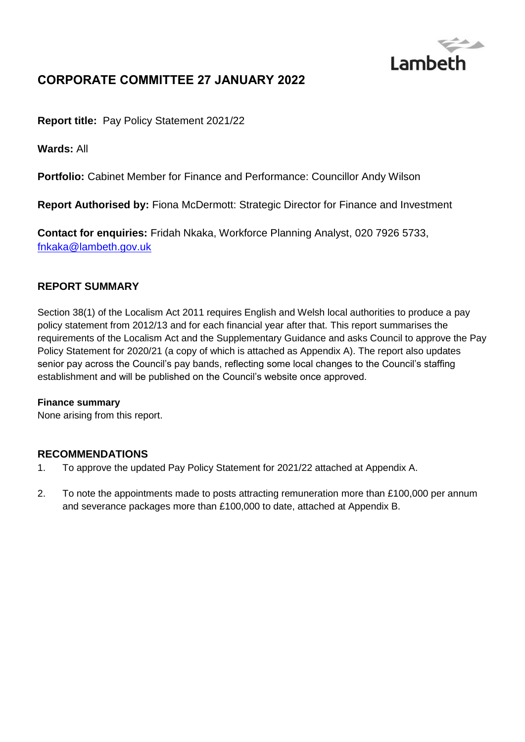# CORPORATE COMMITTEE 27 JANUARY 2022

**Report title:** Pay Policy Statement 2021/22

**Wards:** All

**Portfolio:** Cabinet Member for Finance and Performance: Councillor Andy Wilson

**Report Authorised by:** Fiona McDermott: Strategic Director for Finance and Investment

**Contact for enquiries:** Fridah Nkaka, Workforce Planning Analyst, 020 7926 5733, fnkaka@lambeth.gov.uk

## REPORT SUMMARY

Section 38(1) of the Localism Act 2011 requires English and Welsh local authorities to produce a pay policy statement from 2012/13 and for each financial year after that. This report summarises the requirements of the Localism Act and the Supplementary Guidance and asks Council to approve the Pay Policy Statement for 2020/21 (a copy of which is attached as Appendix A). The report also updates senior pay across the Council's pay bands, reflecting some local changes to the Council's staffing establishment and will be published on the Council's website once approved.

### Finance summary

None arising from this report.

## RECOMMENDATIONS

1. To approve the updated Pay Policy Statement for 2021/22 attached at Appendix A.

2. To note the appointments made to posts attracting remuneration more than £100,000 per annum and severance packages more than £100,000 to date, attached at Appendix B.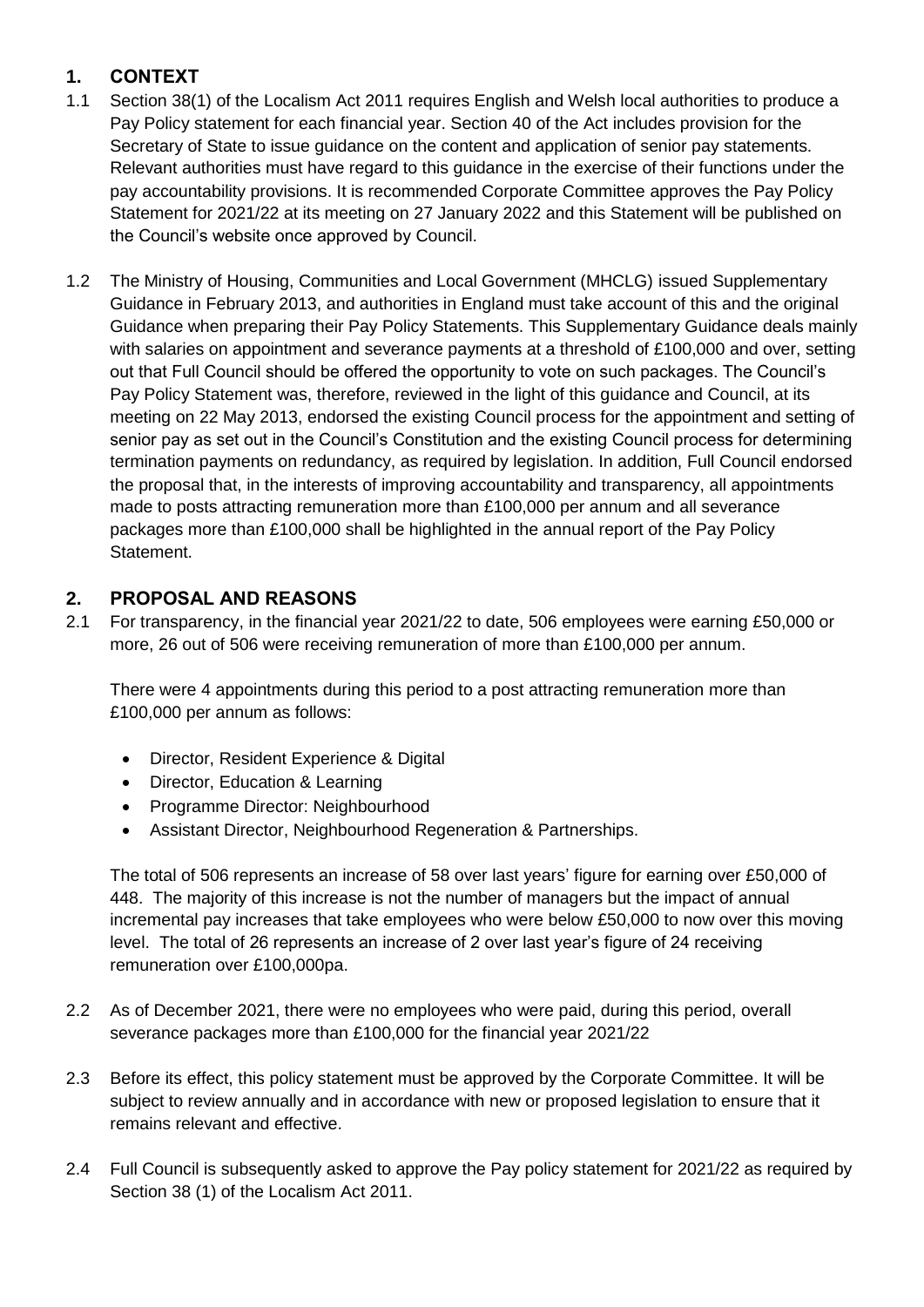## 1. CONTEXT

1.1 Section 38(1) of the Localism Act 2011 requires English and Welsh local authorities to produce a Pay Policy statement for each financial year. Section 40 of the Act includes provision for the Secretary of State to issue guidance on the content and application of senior pay statements. Relevant authorities must have regard to this guidance in the exercise of their functions under the pay accountability provisions. It is recommended Corporate Committee approves the Pay Policy Statement for 2021/22 at its meeting on 27 January 2022 and this Statement will be published on the Council's website once approved by Council.

1.2 The Ministry of Housing, Communities and Local Government (MHCLG) issued Supplementary Guidance in February 2013, and authorities in England must take account of this and the original Guidance when preparing their Pay Policy Statements. This Supplementary Guidance deals mainly with salaries on appointment and severance payments at a threshold of £100,000 and over, setting out that Full Council should be offered the opportunity to vote on such packages. The Council's Pay Policy Statement was, therefore, reviewed in the light of this guidance and Council, at its meeting on 22 May 2013, endorsed the existing Council process for the appointment and setting of senior pay as set out in the Council's Constitution and the existing Council process for determining termination payments on redundancy, as required by legislation. In addition, Full Council endorsed the proposal that, in the interests of improving accountability and transparency, all appointments made to posts attracting remuneration more than £100,000 per annum and all severance packages more than £100,000 shall be highlighted in the annual report of the Pay Policy Statement.

## 2. PROPOSAL AND REASONS

2.1 For transparency, in the financial year 2021/22 to date, 506 employees were earning £50,000 or more, 26 out of 506 were receiving remuneration of more than £100,000 per annum.

There were 4 appointments during this period to a post attracting remuneration more than £100,000 per annum as follows:

- Director, Resident Experience & Digital
- Director, Education & Learning
- Programme Director: Neighbourhood
- Assistant Director, Neighbourhood Regeneration & Partnerships.

The total of 506 represents an increase of 58 over last years' figure for earning over £50,000 of 448. The majority of this increase is not the number of managers but the impact of annual incremental pay increases that take employees who were below £50,000 to now over this moving level. The total of 26 represents an increase of 2 over last year's figure of 24 receiving remuneration over £100,000pa.

2.2 As of December 2021, there were no employees who were paid, during this period, overall severance packages more than £100,000 for the financial year 2021/22

2.3 Before its effect, this policy statement must be approved by the Corporate Committee. It will be subject to review annually and in accordance with new or proposed legislation to ensure that it remains relevant and effective.

2.4 Full Council is subsequently asked to approve the Pay policy statement for 2021/22 as required by Section 38 (1) of the Localism Act 2011.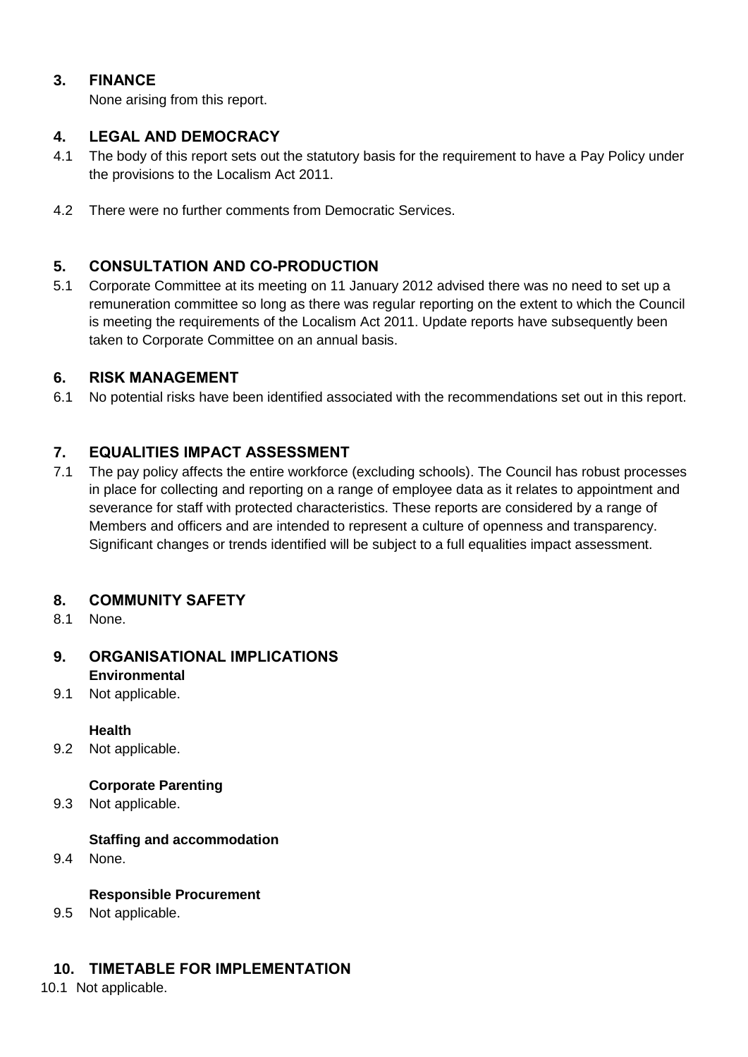## 3. FINANCE

None arising from this report.

## 4. LEGAL AND DEMOCRACY

4.1 The body of this report sets out the statutory basis for the requirement to have a Pay Policy under the provisions to the Localism Act 2011.

4.2 There were no further comments from Democratic Services.

## 5. CONSULTATION AND CO-PRODUCTION

5.1 Corporate Committee at its meeting on 11 January 2012 advised there was no need to set up a remuneration committee so long as there was regular reporting on the extent to which the Council is meeting the requirements of the Localism Act 2011. Update reports have subsequently been taken to Corporate Committee on an annual basis.

## 6. RISK MANAGEMENT

6.1 No potential risks have been identified associated with the recommendations set out in this report.

## 7. EQUALITIES IMPACT ASSESSMENT

7.1 The pay policy affects the entire workforce (excluding schools). The Council has robust processes in place for collecting and reporting on a range of employee data as it relates to appointment and severance for staff with protected characteristics. These reports are considered by a range of Members and officers and are intended to represent a culture of openness and transparency. Significant changes or trends identified will be subject to a full equalities impact assessment.

## 8. COMMUNITY SAFETY

8.1 None.

## 9. ORGANISATIONAL IMPLICATIONS

**Environmental**

9.1 Not applicable.

**Health**

9.2 Not applicable.

**Corporate Parenting**

9.3 Not applicable.

**Staffing and accommodation**

9.4 None.

**Responsible Procurement**

9.5 Not applicable.

## 10. TIMETABLE FOR IMPLEMENTATION

10.1 Not applicable.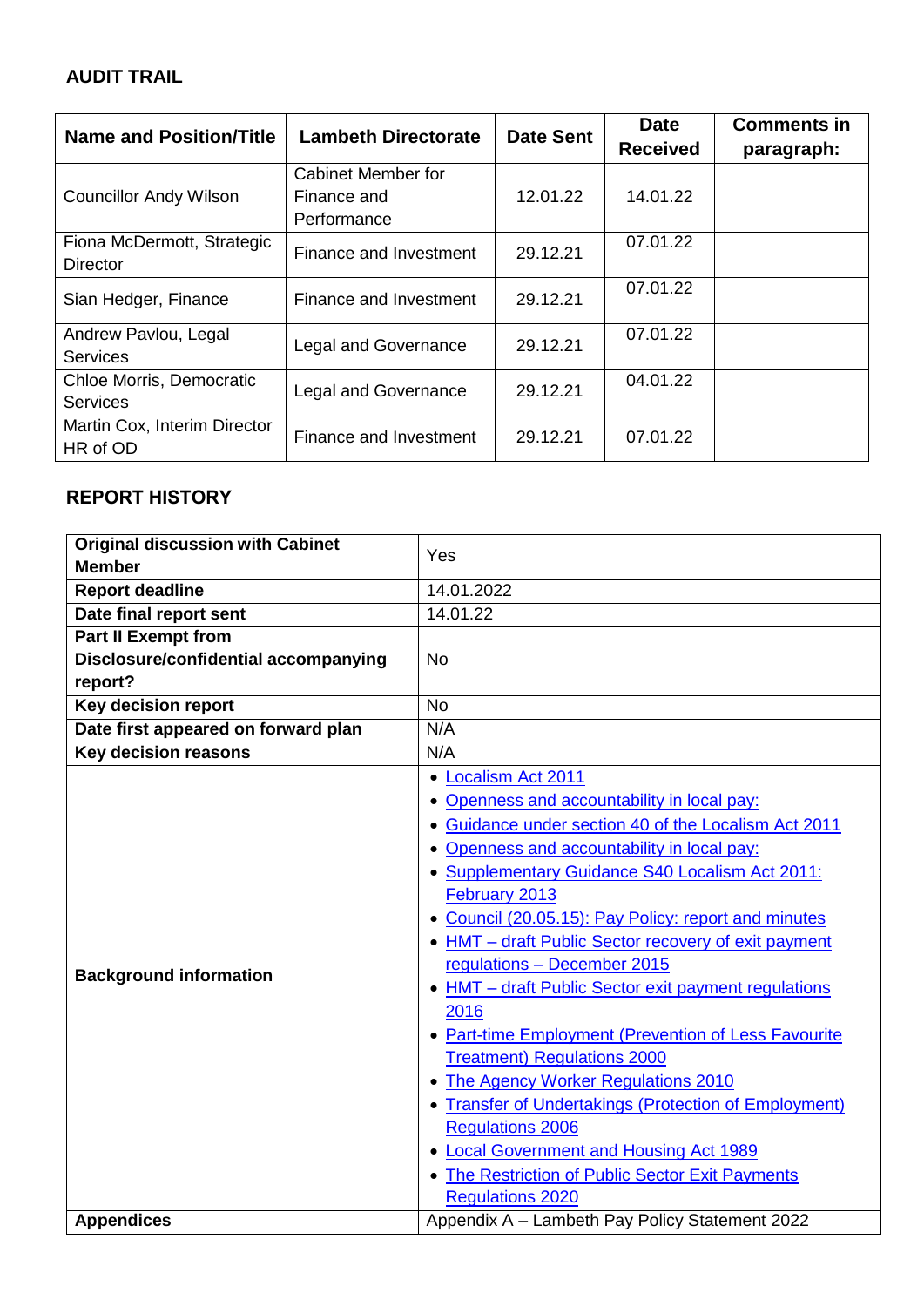## AUDIT TRAIL

| Name and Position/Title | Lambeth Directorate | Date Sent | Date Received | Comments in paragraph: |
|---|---|---|---|---|
| Councillor Andy Wilson | Cabinet Member for Finance and Performance | 12.01.22 | 14.01.22 | |
| Fiona McDermott, Strategic Director | Finance and Investment | 29.12.21 | 07.01.22 | |
| Sian Hedger, Finance | Finance and Investment | 29.12.21 | 07.01.22 | |
| Andrew Pavlou, Legal Services | Legal and Governance | 29.12.21 | 07.01.22 | |
| Chloe Morris, Democratic Services | Legal and Governance | 29.12.21 | 04.01.22 | |
| Martin Cox, Interim Director HR of OD | Finance and Investment | 29.12.21 | 07.01.22 | |

## REPORT HISTORY

| | |
|---|---|
| **Original discussion with Cabinet Member** | Yes |
| **Report deadline** | 14.01.2022 |
| **Date final report sent** | 14.01.22 |
| **Part II Exempt from Disclosure/confidential accompanying report?** | No |
| **Key decision report** | No |
| **Date first appeared on forward plan** | N/A |
| **Key decision reasons** | N/A |
| **Background information** | • Localism Act 2011<br>• Openness and accountability in local pay:<br>• Guidance under section 40 of the Localism Act 2011<br>• Openness and accountability in local pay:<br>• Supplementary Guidance S40 Localism Act 2011: February 2013<br>• Council (20.05.15): Pay Policy: report and minutes<br>• HMT – draft Public Sector recovery of exit payment regulations – December 2015<br>• HMT – draft Public Sector exit payment regulations 2016<br>• Part-time Employment (Prevention of Less Favourite Treatment) Regulations 2000<br>• The Agency Worker Regulations 2010<br>• Transfer of Undertakings (Protection of Employment) Regulations 2006<br>• Local Government and Housing Act 1989<br>• The Restriction of Public Sector Exit Payments Regulations 2020 |
| **Appendices** | Appendix A – Lambeth Pay Policy Statement 2022 |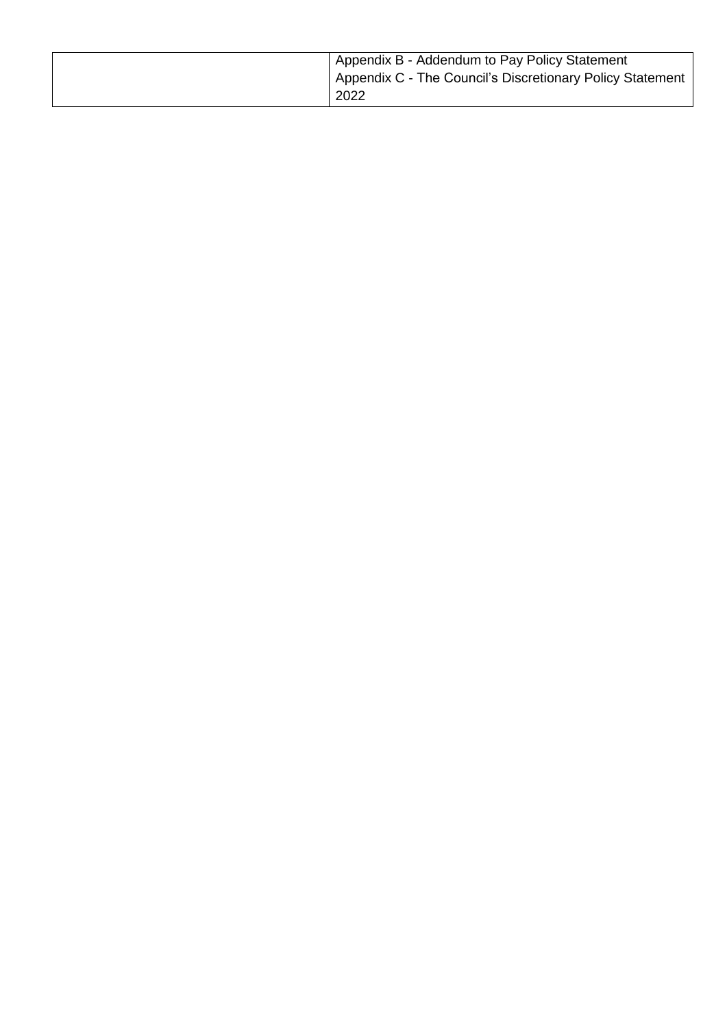| | |
|---|---|
| | Appendix B - Addendum to Pay Policy Statement<br>Appendix C - The Council's Discretionary Policy Statement 2022 |